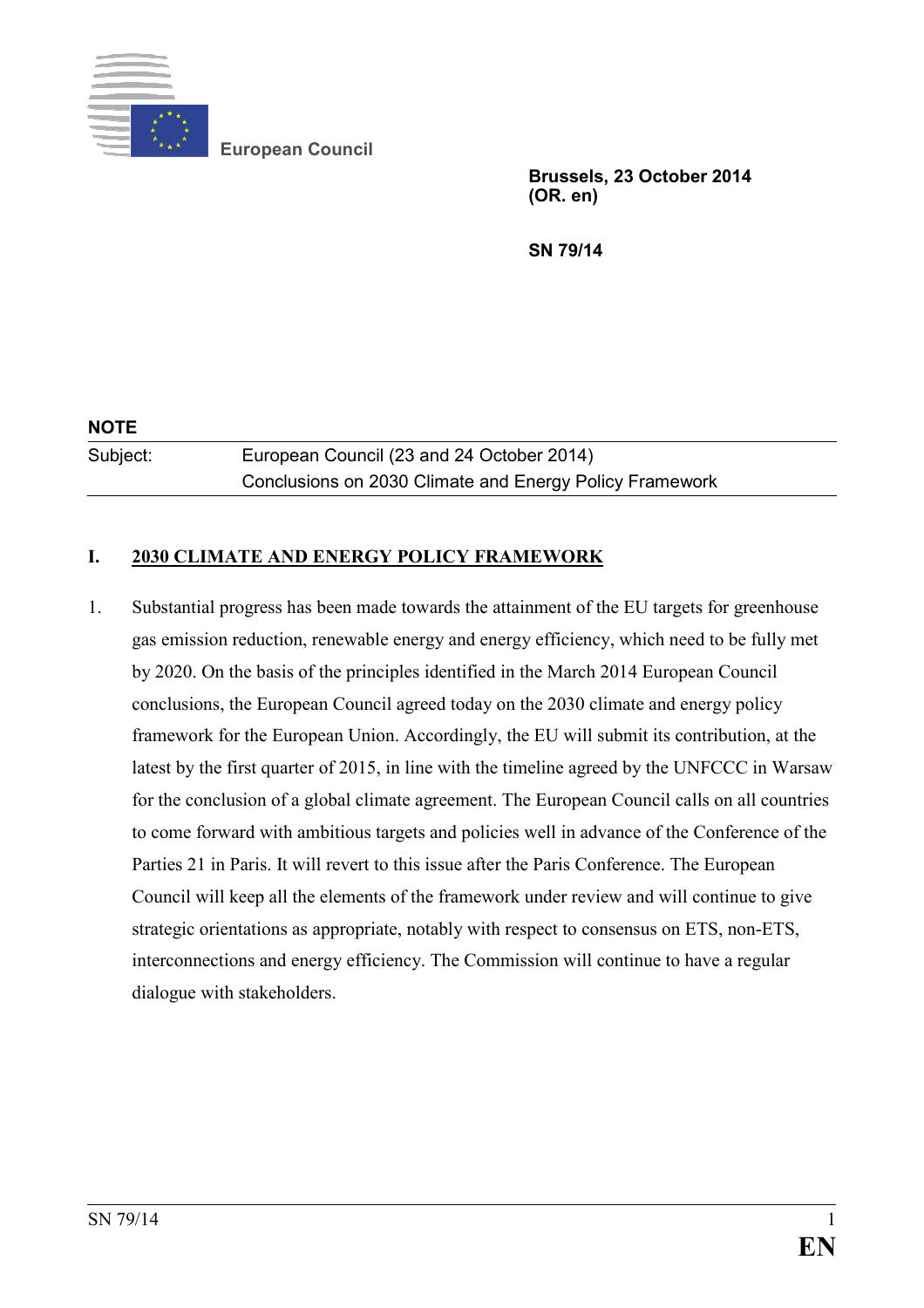European Council

**Brussels, 23 October 2014**
**(OR. en)**

**SN 79/14**

**NOTE**

| | |
|---|---|
| Subject: | European Council (23 and 24 October 2014)<br>Conclusions on 2030 Climate and Energy Policy Framework |

## I. 2030 CLIMATE AND ENERGY POLICY FRAMEWORK

1. Substantial progress has been made towards the attainment of the EU targets for greenhouse gas emission reduction, renewable energy and energy efficiency, which need to be fully met by 2020. On the basis of the principles identified in the March 2014 European Council conclusions, the European Council agreed today on the 2030 climate and energy policy framework for the European Union. Accordingly, the EU will submit its contribution, at the latest by the first quarter of 2015, in line with the timeline agreed by the UNFCCC in Warsaw for the conclusion of a global climate agreement. The European Council calls on all countries to come forward with ambitious targets and policies well in advance of the Conference of the Parties 21 in Paris. It will revert to this issue after the Paris Conference. The European Council will keep all the elements of the framework under review and will continue to give strategic orientations as appropriate, notably with respect to consensus on ETS, non-ETS, interconnections and energy efficiency. The Commission will continue to have a regular dialogue with stakeholders.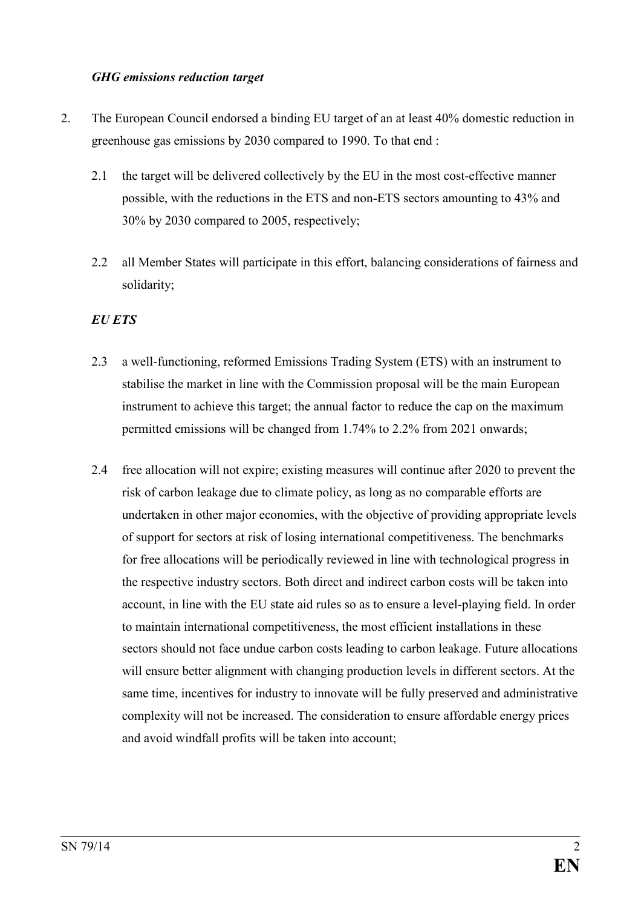***GHG emissions reduction target***

2. The European Council endorsed a binding EU target of an at least 40% domestic reduction in greenhouse gas emissions by 2030 compared to 1990. To that end :

   2.1 the target will be delivered collectively by the EU in the most cost-effective manner possible, with the reductions in the ETS and non-ETS sectors amounting to 43% and 30% by 2030 compared to 2005, respectively;

   2.2 all Member States will participate in this effort, balancing considerations of fairness and solidarity;

   ***EU ETS***

   2.3 a well-functioning, reformed Emissions Trading System (ETS) with an instrument to stabilise the market in line with the Commission proposal will be the main European instrument to achieve this target; the annual factor to reduce the cap on the maximum permitted emissions will be changed from 1.74% to 2.2% from 2021 onwards;

   2.4 free allocation will not expire; existing measures will continue after 2020 to prevent the risk of carbon leakage due to climate policy, as long as no comparable efforts are undertaken in other major economies, with the objective of providing appropriate levels of support for sectors at risk of losing international competitiveness. The benchmarks for free allocations will be periodically reviewed in line with technological progress in the respective industry sectors. Both direct and indirect carbon costs will be taken into account, in line with the EU state aid rules so as to ensure a level-playing field. In order to maintain international competitiveness, the most efficient installations in these sectors should not face undue carbon costs leading to carbon leakage. Future allocations will ensure better alignment with changing production levels in different sectors. At the same time, incentives for industry to innovate will be fully preserved and administrative complexity will not be increased. The consideration to ensure affordable energy prices and avoid windfall profits will be taken into account;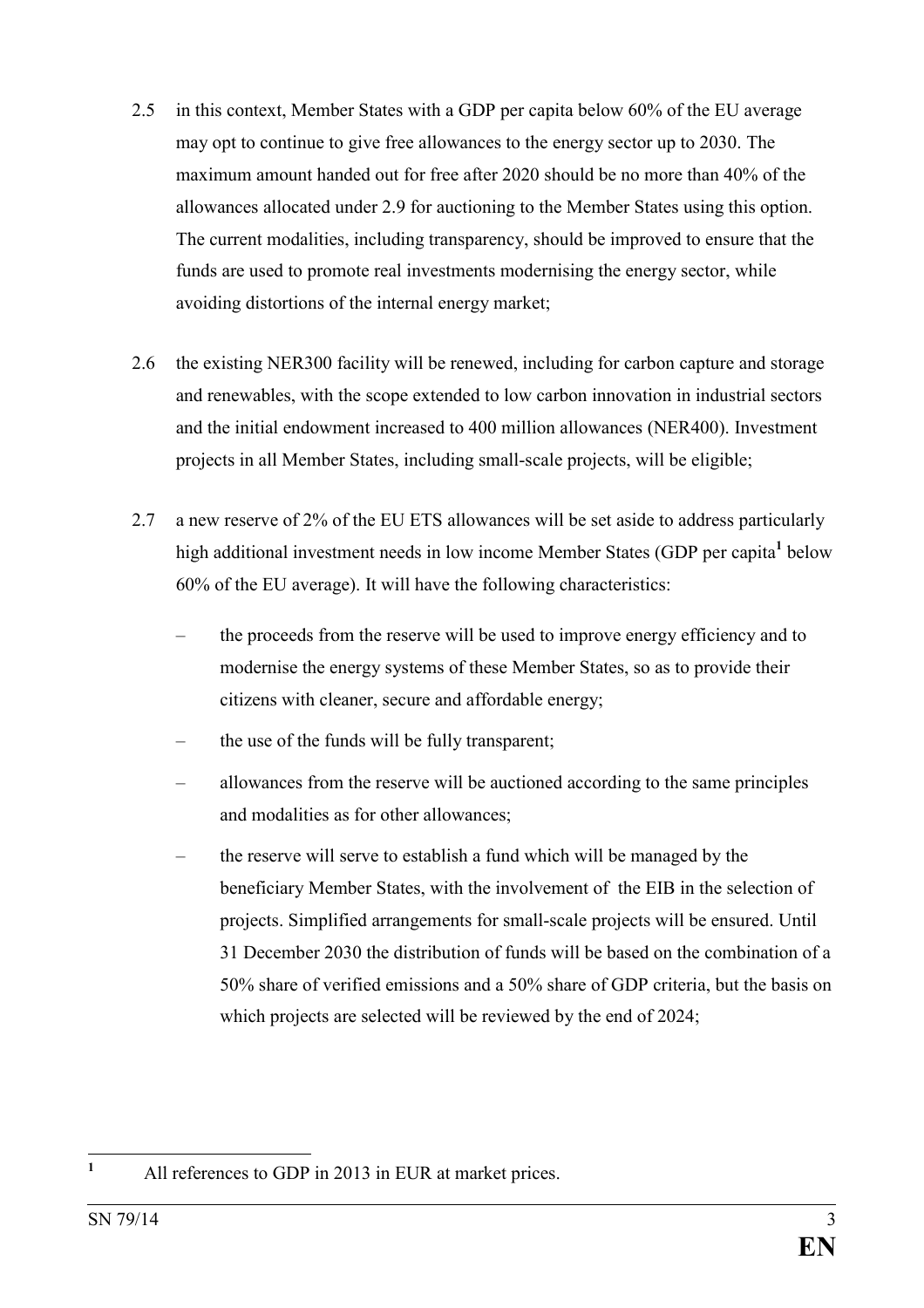2.5 in this context, Member States with a GDP per capita below 60% of the EU average may opt to continue to give free allowances to the energy sector up to 2030. The maximum amount handed out for free after 2020 should be no more than 40% of the allowances allocated under 2.9 for auctioning to the Member States using this option. The current modalities, including transparency, should be improved to ensure that the funds are used to promote real investments modernising the energy sector, while avoiding distortions of the internal energy market;

2.6 the existing NER300 facility will be renewed, including for carbon capture and storage and renewables, with the scope extended to low carbon innovation in industrial sectors and the initial endowment increased to 400 million allowances (NER400). Investment projects in all Member States, including small-scale projects, will be eligible;

2.7 a new reserve of 2% of the EU ETS allowances will be set aside to address particularly high additional investment needs in low income Member States (GDP per capita[1] below 60% of the EU average). It will have the following characteristics:

- the proceeds from the reserve will be used to improve energy efficiency and to modernise the energy systems of these Member States, so as to provide their citizens with cleaner, secure and affordable energy;
- the use of the funds will be fully transparent;
- allowances from the reserve will be auctioned according to the same principles and modalities as for other allowances;
- the reserve will serve to establish a fund which will be managed by the beneficiary Member States, with the involvement of the EIB in the selection of projects. Simplified arrangements for small-scale projects will be ensured. Until 31 December 2030 the distribution of funds will be based on the combination of a 50% share of verified emissions and a 50% share of GDP criteria, but the basis on which projects are selected will be reviewed by the end of 2024;

---

[1] All references to GDP in 2013 in EUR at market prices.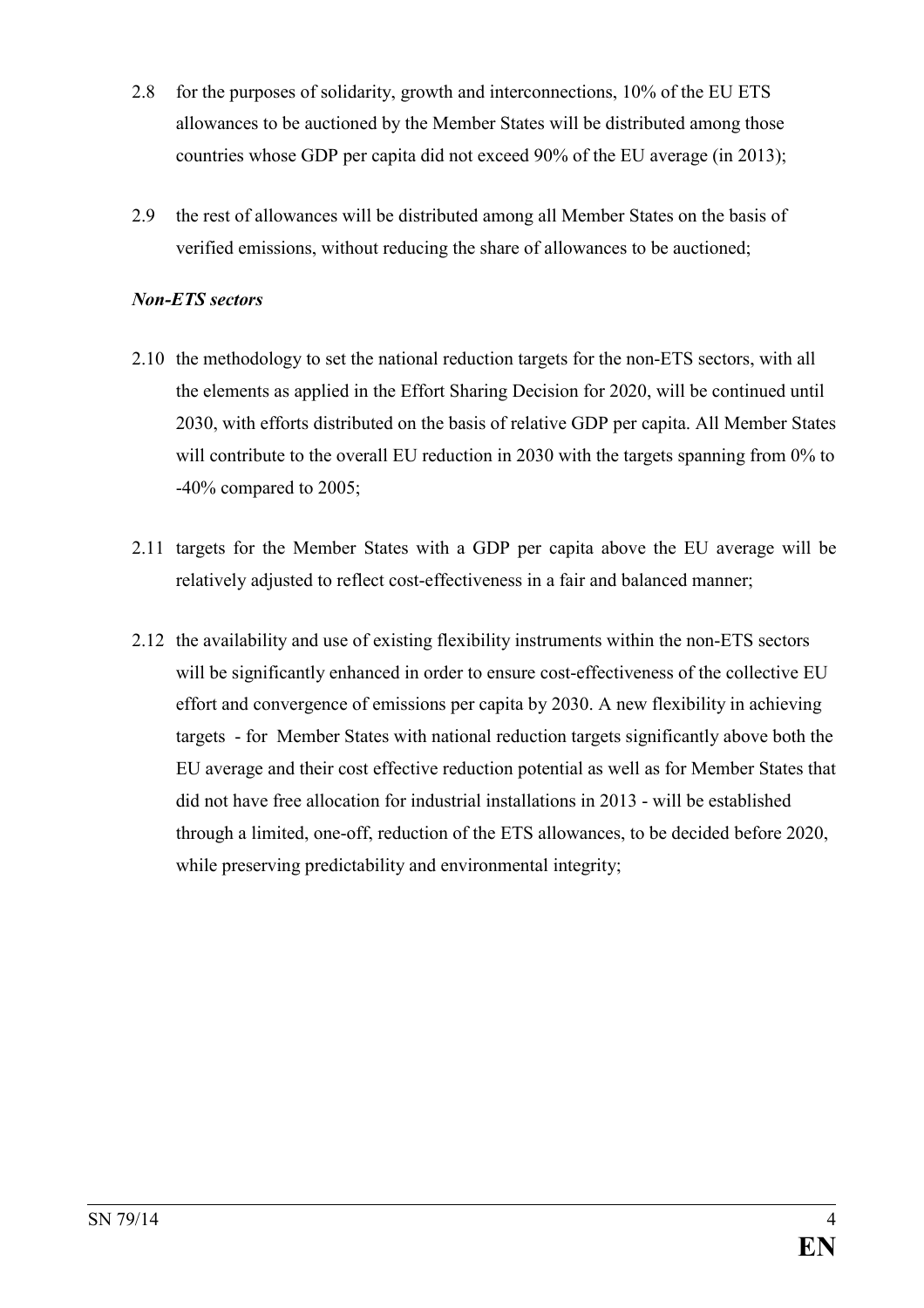2.8 for the purposes of solidarity, growth and interconnections, 10% of the EU ETS allowances to be auctioned by the Member States will be distributed among those countries whose GDP per capita did not exceed 90% of the EU average (in 2013);

2.9 the rest of allowances will be distributed among all Member States on the basis of verified emissions, without reducing the share of allowances to be auctioned;

***Non-ETS sectors***

2.10 the methodology to set the national reduction targets for the non-ETS sectors, with all the elements as applied in the Effort Sharing Decision for 2020, will be continued until 2030, with efforts distributed on the basis of relative GDP per capita. All Member States will contribute to the overall EU reduction in 2030 with the targets spanning from 0% to -40% compared to 2005;

2.11 targets for the Member States with a GDP per capita above the EU average will be relatively adjusted to reflect cost-effectiveness in a fair and balanced manner;

2.12 the availability and use of existing flexibility instruments within the non-ETS sectors will be significantly enhanced in order to ensure cost-effectiveness of the collective EU effort and convergence of emissions per capita by 2030. A new flexibility in achieving targets - for Member States with national reduction targets significantly above both the EU average and their cost effective reduction potential as well as for Member States that did not have free allocation for industrial installations in 2013 - will be established through a limited, one-off, reduction of the ETS allowances, to be decided before 2020, while preserving predictability and environmental integrity;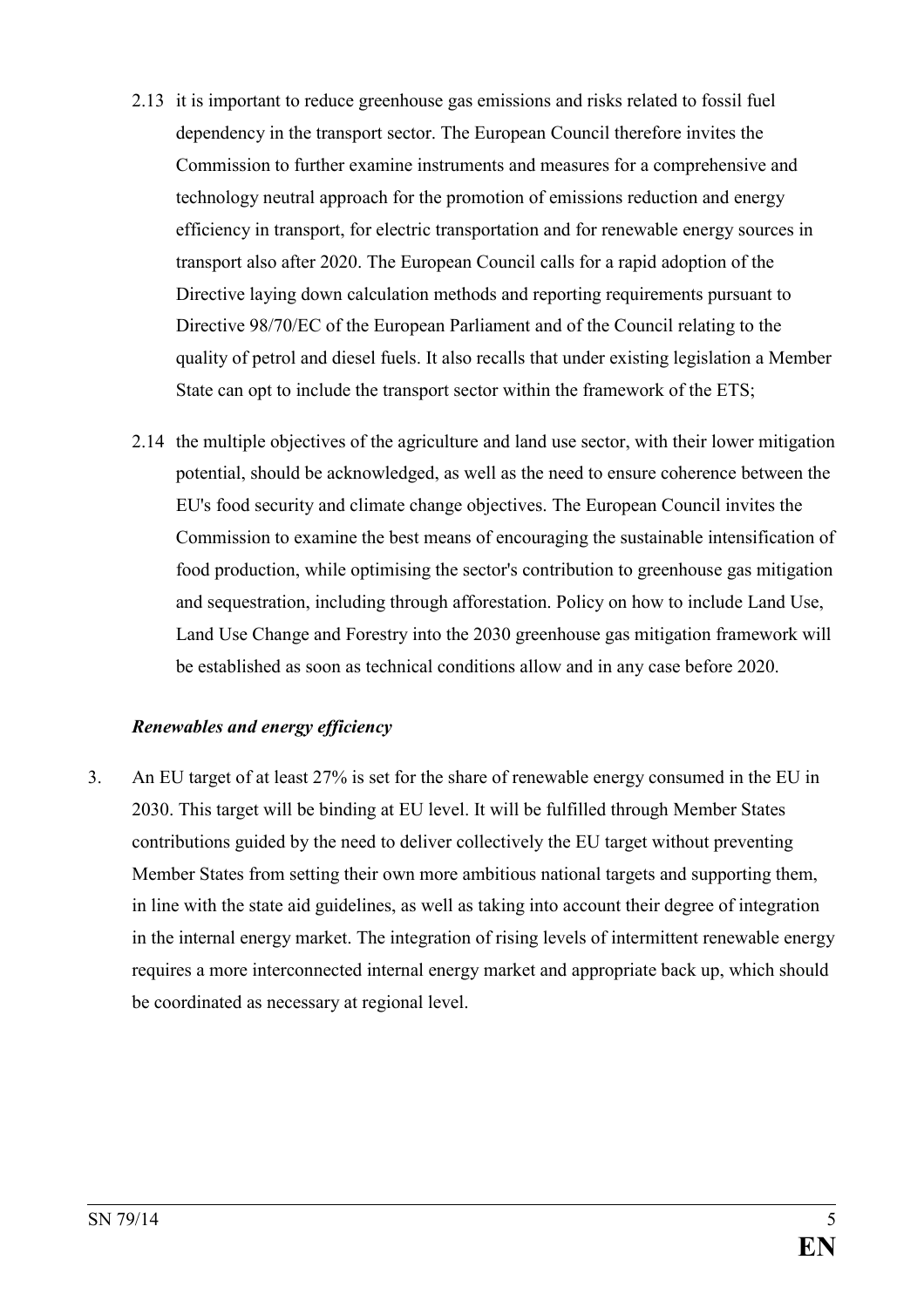2.13 it is important to reduce greenhouse gas emissions and risks related to fossil fuel dependency in the transport sector. The European Council therefore invites the Commission to further examine instruments and measures for a comprehensive and technology neutral approach for the promotion of emissions reduction and energy efficiency in transport, for electric transportation and for renewable energy sources in transport also after 2020. The European Council calls for a rapid adoption of the Directive laying down calculation methods and reporting requirements pursuant to Directive 98/70/EC of the European Parliament and of the Council relating to the quality of petrol and diesel fuels. It also recalls that under existing legislation a Member State can opt to include the transport sector within the framework of the ETS;

2.14 the multiple objectives of the agriculture and land use sector, with their lower mitigation potential, should be acknowledged, as well as the need to ensure coherence between the EU's food security and climate change objectives. The European Council invites the Commission to examine the best means of encouraging the sustainable intensification of food production, while optimising the sector's contribution to greenhouse gas mitigation and sequestration, including through afforestation. Policy on how to include Land Use, Land Use Change and Forestry into the 2030 greenhouse gas mitigation framework will be established as soon as technical conditions allow and in any case before 2020.

***Renewables and energy efficiency***

3. An EU target of at least 27% is set for the share of renewable energy consumed in the EU in 2030. This target will be binding at EU level. It will be fulfilled through Member States contributions guided by the need to deliver collectively the EU target without preventing Member States from setting their own more ambitious national targets and supporting them, in line with the state aid guidelines, as well as taking into account their degree of integration in the internal energy market. The integration of rising levels of intermittent renewable energy requires a more interconnected internal energy market and appropriate back up, which should be coordinated as necessary at regional level.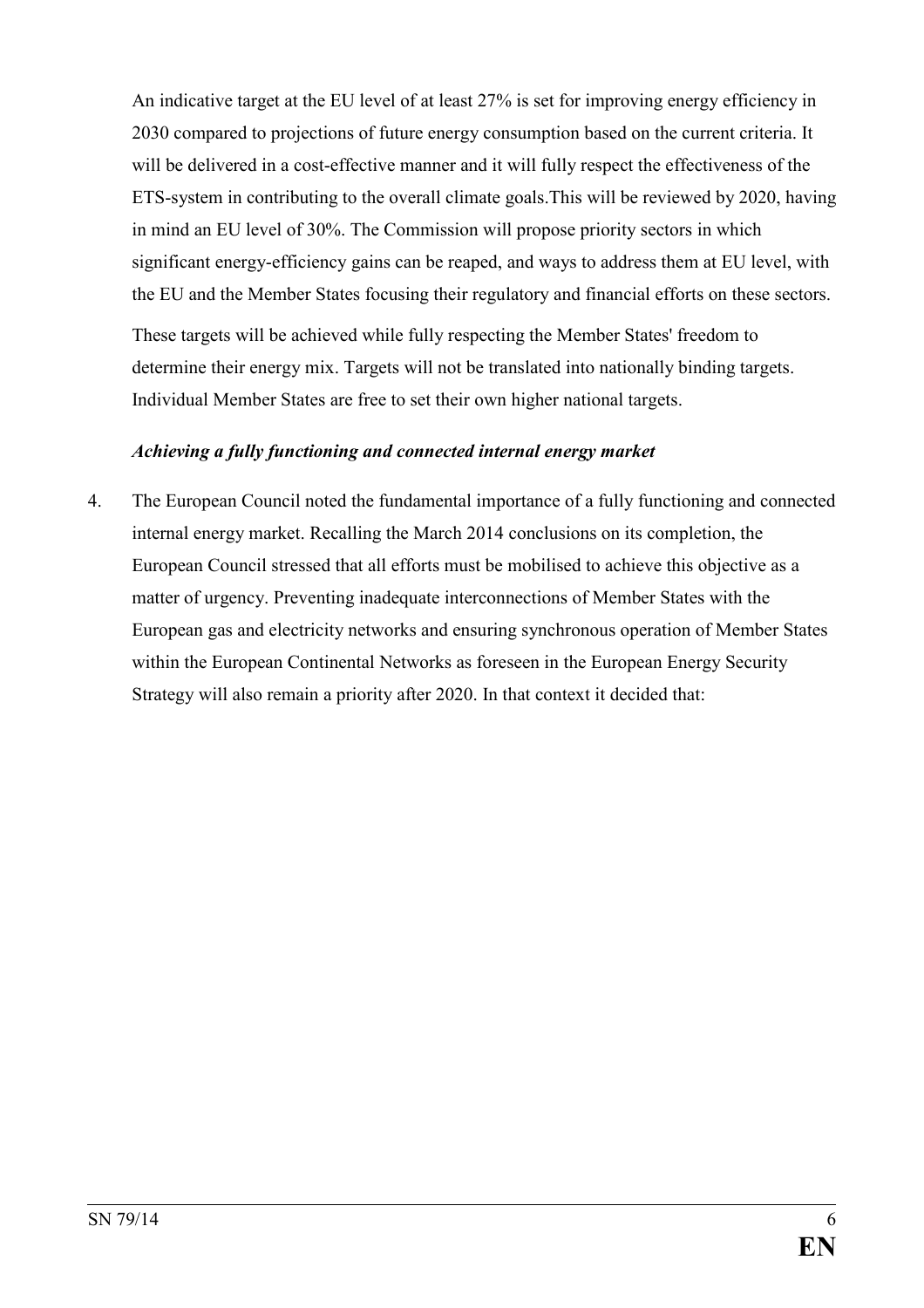An indicative target at the EU level of at least 27% is set for improving energy efficiency in 2030 compared to projections of future energy consumption based on the current criteria. It will be delivered in a cost-effective manner and it will fully respect the effectiveness of the ETS-system in contributing to the overall climate goals.This will be reviewed by 2020, having in mind an EU level of 30%. The Commission will propose priority sectors in which significant energy-efficiency gains can be reaped, and ways to address them at EU level, with the EU and the Member States focusing their regulatory and financial efforts on these sectors.

These targets will be achieved while fully respecting the Member States' freedom to determine their energy mix. Targets will not be translated into nationally binding targets. Individual Member States are free to set their own higher national targets.

***Achieving a fully functioning and connected internal energy market***

4. The European Council noted the fundamental importance of a fully functioning and connected internal energy market. Recalling the March 2014 conclusions on its completion, the European Council stressed that all efforts must be mobilised to achieve this objective as a matter of urgency. Preventing inadequate interconnections of Member States with the European gas and electricity networks and ensuring synchronous operation of Member States within the European Continental Networks as foreseen in the European Energy Security Strategy will also remain a priority after 2020. In that context it decided that: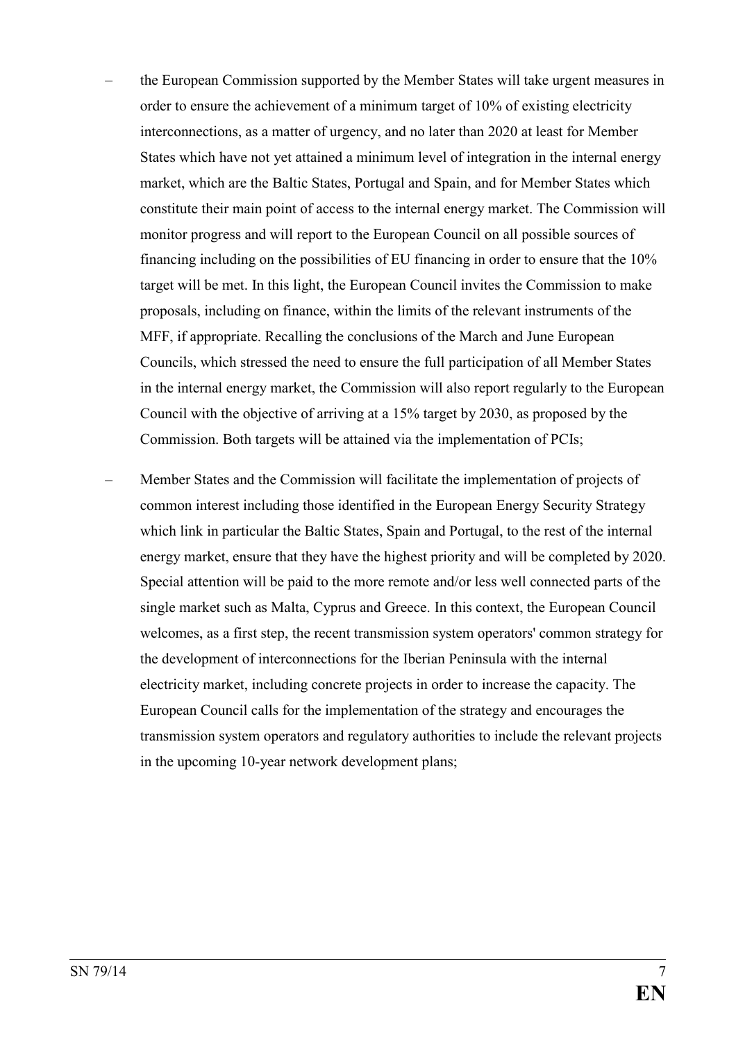- the European Commission supported by the Member States will take urgent measures in order to ensure the achievement of a minimum target of 10% of existing electricity interconnections, as a matter of urgency, and no later than 2020 at least for Member States which have not yet attained a minimum level of integration in the internal energy market, which are the Baltic States, Portugal and Spain, and for Member States which constitute their main point of access to the internal energy market. The Commission will monitor progress and will report to the European Council on all possible sources of financing including on the possibilities of EU financing in order to ensure that the 10% target will be met. In this light, the European Council invites the Commission to make proposals, including on finance, within the limits of the relevant instruments of the MFF, if appropriate. Recalling the conclusions of the March and June European Councils, which stressed the need to ensure the full participation of all Member States in the internal energy market, the Commission will also report regularly to the European Council with the objective of arriving at a 15% target by 2030, as proposed by the Commission. Both targets will be attained via the implementation of PCIs;

- Member States and the Commission will facilitate the implementation of projects of common interest including those identified in the European Energy Security Strategy which link in particular the Baltic States, Spain and Portugal, to the rest of the internal energy market, ensure that they have the highest priority and will be completed by 2020. Special attention will be paid to the more remote and/or less well connected parts of the single market such as Malta, Cyprus and Greece. In this context, the European Council welcomes, as a first step, the recent transmission system operators' common strategy for the development of interconnections for the Iberian Peninsula with the internal electricity market, including concrete projects in order to increase the capacity. The European Council calls for the implementation of the strategy and encourages the transmission system operators and regulatory authorities to include the relevant projects in the upcoming 10-year network development plans;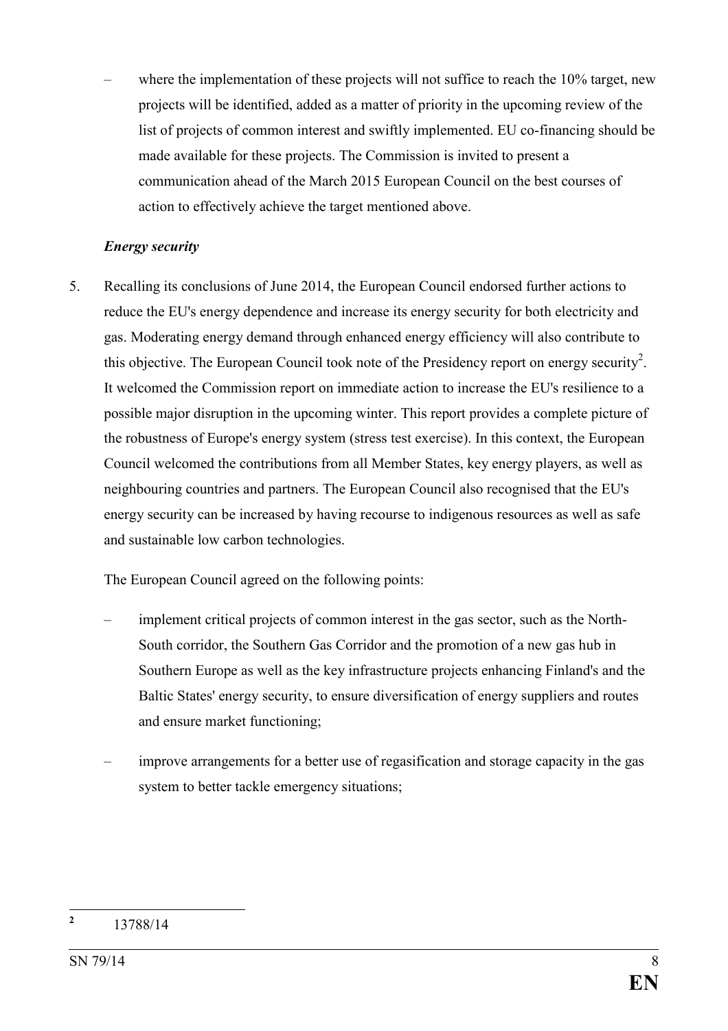- where the implementation of these projects will not suffice to reach the 10% target, new projects will be identified, added as a matter of priority in the upcoming review of the list of projects of common interest and swiftly implemented. EU co-financing should be made available for these projects. The Commission is invited to present a communication ahead of the March 2015 European Council on the best courses of action to effectively achieve the target mentioned above.

***Energy security***

5. Recalling its conclusions of June 2014, the European Council endorsed further actions to reduce the EU's energy dependence and increase its energy security for both electricity and gas. Moderating energy demand through enhanced energy efficiency will also contribute to this objective. The European Council took note of the Presidency report on energy security[2]. It welcomed the Commission report on immediate action to increase the EU's resilience to a possible major disruption in the upcoming winter. This report provides a complete picture of the robustness of Europe's energy system (stress test exercise). In this context, the European Council welcomed the contributions from all Member States, key energy players, as well as neighbouring countries and partners. The European Council also recognised that the EU's energy security can be increased by having recourse to indigenous resources as well as safe and sustainable low carbon technologies.

   The European Council agreed on the following points:

   - implement critical projects of common interest in the gas sector, such as the North-South corridor, the Southern Gas Corridor and the promotion of a new gas hub in Southern Europe as well as the key infrastructure projects enhancing Finland's and the Baltic States' energy security, to ensure diversification of energy suppliers and routes and ensure market functioning;

   - improve arrangements for a better use of regasification and storage capacity in the gas system to better tackle emergency situations;

---

[2] 13788/14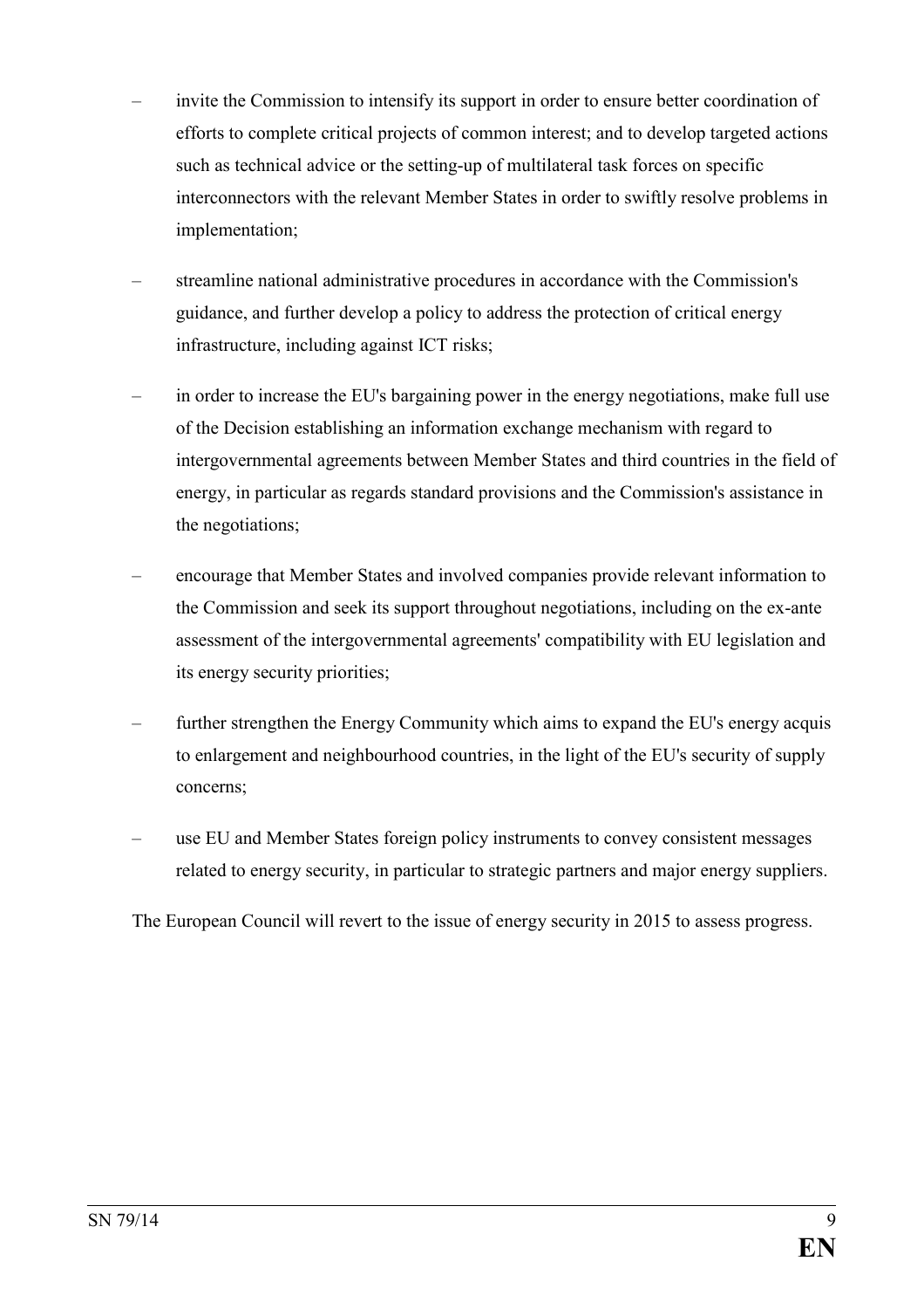- invite the Commission to intensify its support in order to ensure better coordination of efforts to complete critical projects of common interest; and to develop targeted actions such as technical advice or the setting-up of multilateral task forces on specific interconnectors with the relevant Member States in order to swiftly resolve problems in implementation;
- streamline national administrative procedures in accordance with the Commission's guidance, and further develop a policy to address the protection of critical energy infrastructure, including against ICT risks;
- in order to increase the EU's bargaining power in the energy negotiations, make full use of the Decision establishing an information exchange mechanism with regard to intergovernmental agreements between Member States and third countries in the field of energy, in particular as regards standard provisions and the Commission's assistance in the negotiations;
- encourage that Member States and involved companies provide relevant information to the Commission and seek its support throughout negotiations, including on the ex-ante assessment of the intergovernmental agreements' compatibility with EU legislation and its energy security priorities;
- further strengthen the Energy Community which aims to expand the EU's energy acquis to enlargement and neighbourhood countries, in the light of the EU's security of supply concerns;
- use EU and Member States foreign policy instruments to convey consistent messages related to energy security, in particular to strategic partners and major energy suppliers.

The European Council will revert to the issue of energy security in 2015 to assess progress.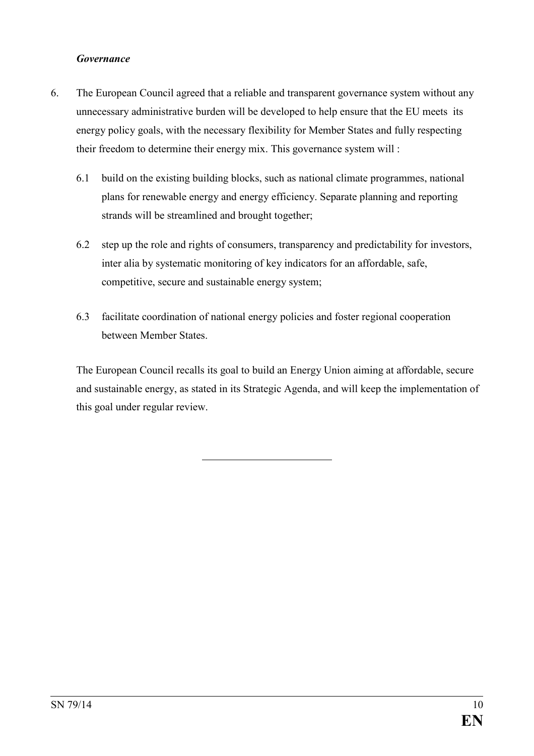*Governance*

6. The European Council agreed that a reliable and transparent governance system without any unnecessary administrative burden will be developed to help ensure that the EU meets its energy policy goals, with the necessary flexibility for Member States and fully respecting their freedom to determine their energy mix. This governance system will :

    6.1 build on the existing building blocks, such as national climate programmes, national plans for renewable energy and energy efficiency. Separate planning and reporting strands will be streamlined and brought together;

    6.2 step up the role and rights of consumers, transparency and predictability for investors, inter alia by systematic monitoring of key indicators for an affordable, safe, competitive, secure and sustainable energy system;

    6.3 facilitate coordination of national energy policies and foster regional cooperation between Member States.

    The European Council recalls its goal to build an Energy Union aiming at affordable, secure and sustainable energy, as stated in its Strategic Agenda, and will keep the implementation of this goal under regular review.